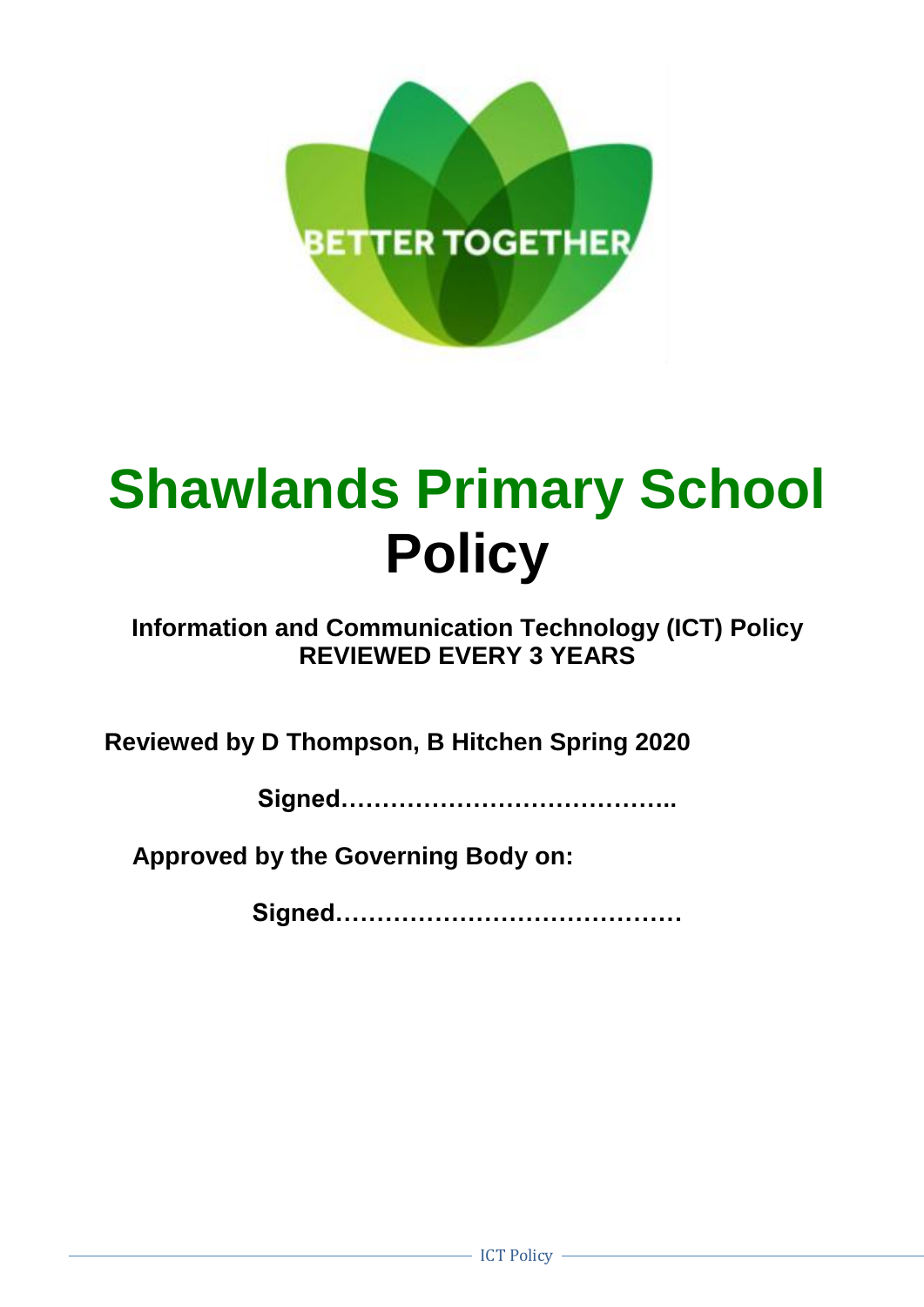# Shawlands Primary School Policy

**Information and Communication Technology (ICT) Policy**
**REVIEWED EVERY 3 YEARS**

**Reviewed by D Thompson, B Hitchen Spring 2020**

**Signed…………………………………..**

**Approved by the Governing Body on:**

**Signed……………………………………**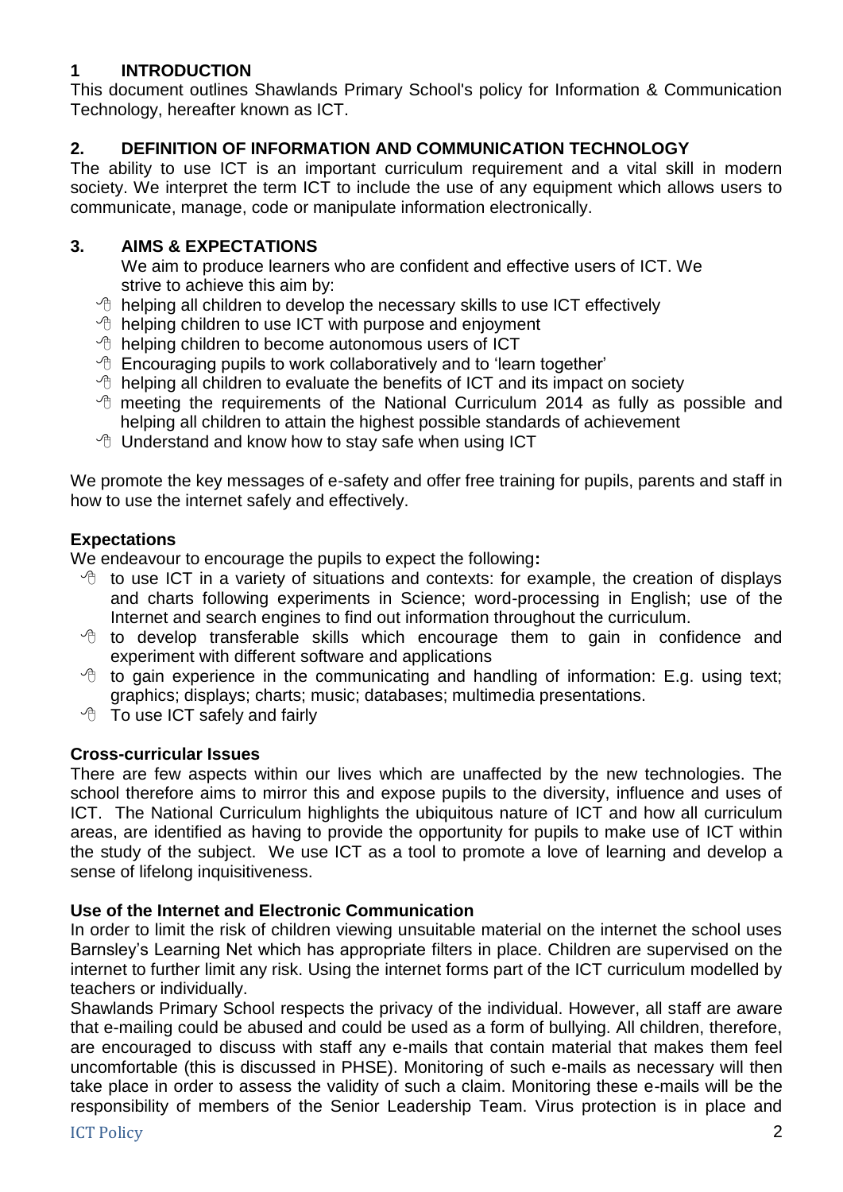## 1 INTRODUCTION

This document outlines Shawlands Primary School's policy for Information & Communication Technology, hereafter known as ICT.

## 2. DEFINITION OF INFORMATION AND COMMUNICATION TECHNOLOGY

The ability to use ICT is an important curriculum requirement and a vital skill in modern society. We interpret the term ICT to include the use of any equipment which allows users to communicate, manage, code or manipulate information electronically.

## 3. AIMS & EXPECTATIONS

We aim to produce learners who are confident and effective users of ICT. We strive to achieve this aim by:

- helping all children to develop the necessary skills to use ICT effectively
- helping children to use ICT with purpose and enjoyment
- helping children to become autonomous users of ICT
- Encouraging pupils to work collaboratively and to 'learn together'
- helping all children to evaluate the benefits of ICT and its impact on society
- meeting the requirements of the National Curriculum 2014 as fully as possible and helping all children to attain the highest possible standards of achievement
- Understand and know how to stay safe when using ICT

We promote the key messages of e-safety and offer free training for pupils, parents and staff in how to use the internet safely and effectively.

### Expectations

We endeavour to encourage the pupils to expect the following**:**

- to use ICT in a variety of situations and contexts: for example, the creation of displays and charts following experiments in Science; word-processing in English; use of the Internet and search engines to find out information throughout the curriculum.
- to develop transferable skills which encourage them to gain in confidence and experiment with different software and applications
- to gain experience in the communicating and handling of information: E.g. using text; graphics; displays; charts; music; databases; multimedia presentations.
- To use ICT safely and fairly

### Cross-curricular Issues

There are few aspects within our lives which are unaffected by the new technologies. The school therefore aims to mirror this and expose pupils to the diversity, influence and uses of ICT. The National Curriculum highlights the ubiquitous nature of ICT and how all curriculum areas, are identified as having to provide the opportunity for pupils to make use of ICT within the study of the subject. We use ICT as a tool to promote a love of learning and develop a sense of lifelong inquisitiveness.

### Use of the Internet and Electronic Communication

In order to limit the risk of children viewing unsuitable material on the internet the school uses Barnsley's Learning Net which has appropriate filters in place. Children are supervised on the internet to further limit any risk. Using the internet forms part of the ICT curriculum modelled by teachers or individually.

Shawlands Primary School respects the privacy of the individual. However, all staff are aware that e-mailing could be abused and could be used as a form of bullying. All children, therefore, are encouraged to discuss with staff any e-mails that contain material that makes them feel uncomfortable (this is discussed in PHSE). Monitoring of such e-mails as necessary will then take place in order to assess the validity of such a claim. Monitoring these e-mails will be the responsibility of members of the Senior Leadership Team. Virus protection is in place and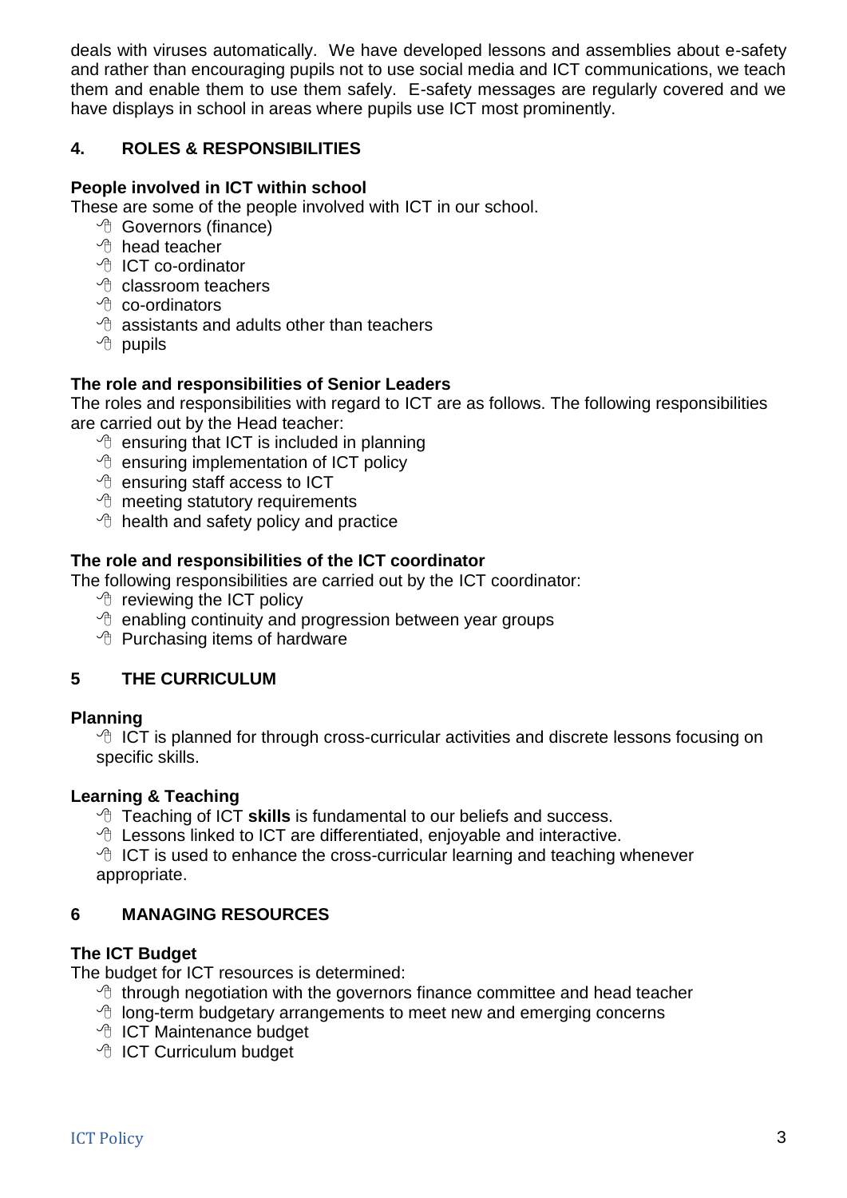deals with viruses automatically. We have developed lessons and assemblies about e-safety and rather than encouraging pupils not to use social media and ICT communications, we teach them and enable them to use them safely. E-safety messages are regularly covered and we have displays in school in areas where pupils use ICT most prominently.

## 4. ROLES & RESPONSIBILITIES

### People involved in ICT within school

These are some of the people involved with ICT in our school.

- Governors (finance)
- head teacher
- ICT co-ordinator
- classroom teachers
- co-ordinators
- assistants and adults other than teachers
- pupils

### The role and responsibilities of Senior Leaders

The roles and responsibilities with regard to ICT are as follows. The following responsibilities are carried out by the Head teacher:

- ensuring that ICT is included in planning
- ensuring implementation of ICT policy
- ensuring staff access to ICT
- meeting statutory requirements
- health and safety policy and practice

### The role and responsibilities of the ICT coordinator

The following responsibilities are carried out by the ICT coordinator:

- reviewing the ICT policy
- enabling continuity and progression between year groups
- Purchasing items of hardware

## 5 THE CURRICULUM

### Planning

- ICT is planned for through cross-curricular activities and discrete lessons focusing on specific skills.

### Learning & Teaching

- Teaching of ICT **skills** is fundamental to our beliefs and success.
- Lessons linked to ICT are differentiated, enjoyable and interactive.
- ICT is used to enhance the cross-curricular learning and teaching whenever appropriate.

## 6 MANAGING RESOURCES

### The ICT Budget

The budget for ICT resources is determined:

- through negotiation with the governors finance committee and head teacher
- long-term budgetary arrangements to meet new and emerging concerns
- ICT Maintenance budget
- ICT Curriculum budget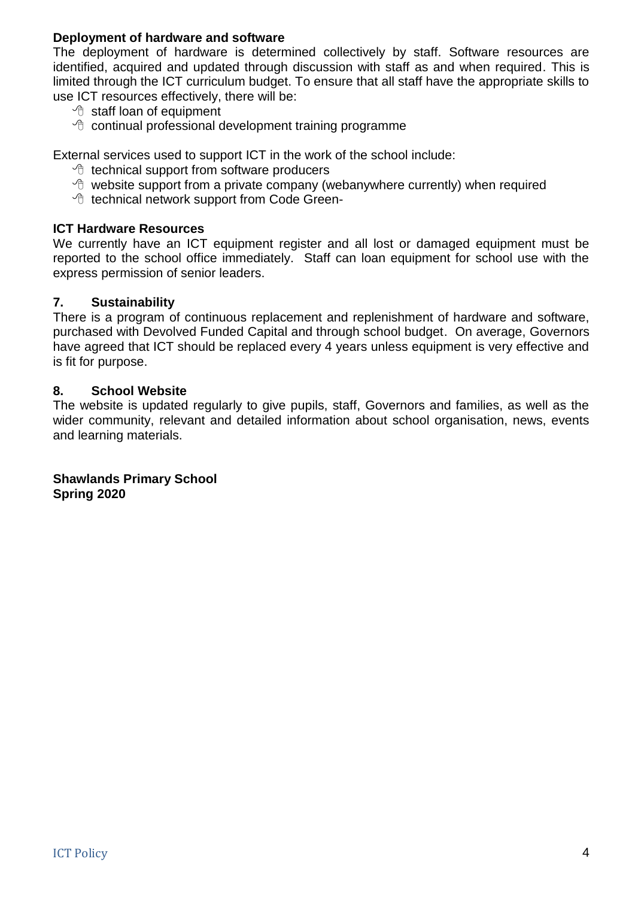**Deployment of hardware and software**

The deployment of hardware is determined collectively by staff. Software resources are identified, acquired and updated through discussion with staff as and when required. This is limited through the ICT curriculum budget. To ensure that all staff have the appropriate skills to use ICT resources effectively, there will be:

- staff loan of equipment
- continual professional development training programme

External services used to support ICT in the work of the school include:

- technical support from software producers
- website support from a private company (webanywhere currently) when required
- technical network support from Code Green-

**ICT Hardware Resources**

We currently have an ICT equipment register and all lost or damaged equipment must be reported to the school office immediately. Staff can loan equipment for school use with the express permission of senior leaders.

## 7. Sustainability

There is a program of continuous replacement and replenishment of hardware and software, purchased with Devolved Funded Capital and through school budget. On average, Governors have agreed that ICT should be replaced every 4 years unless equipment is very effective and is fit for purpose.

## 8. School Website

The website is updated regularly to give pupils, staff, Governors and families, as well as the wider community, relevant and detailed information about school organisation, news, events and learning materials.

**Shawlands Primary School**
**Spring 2020**